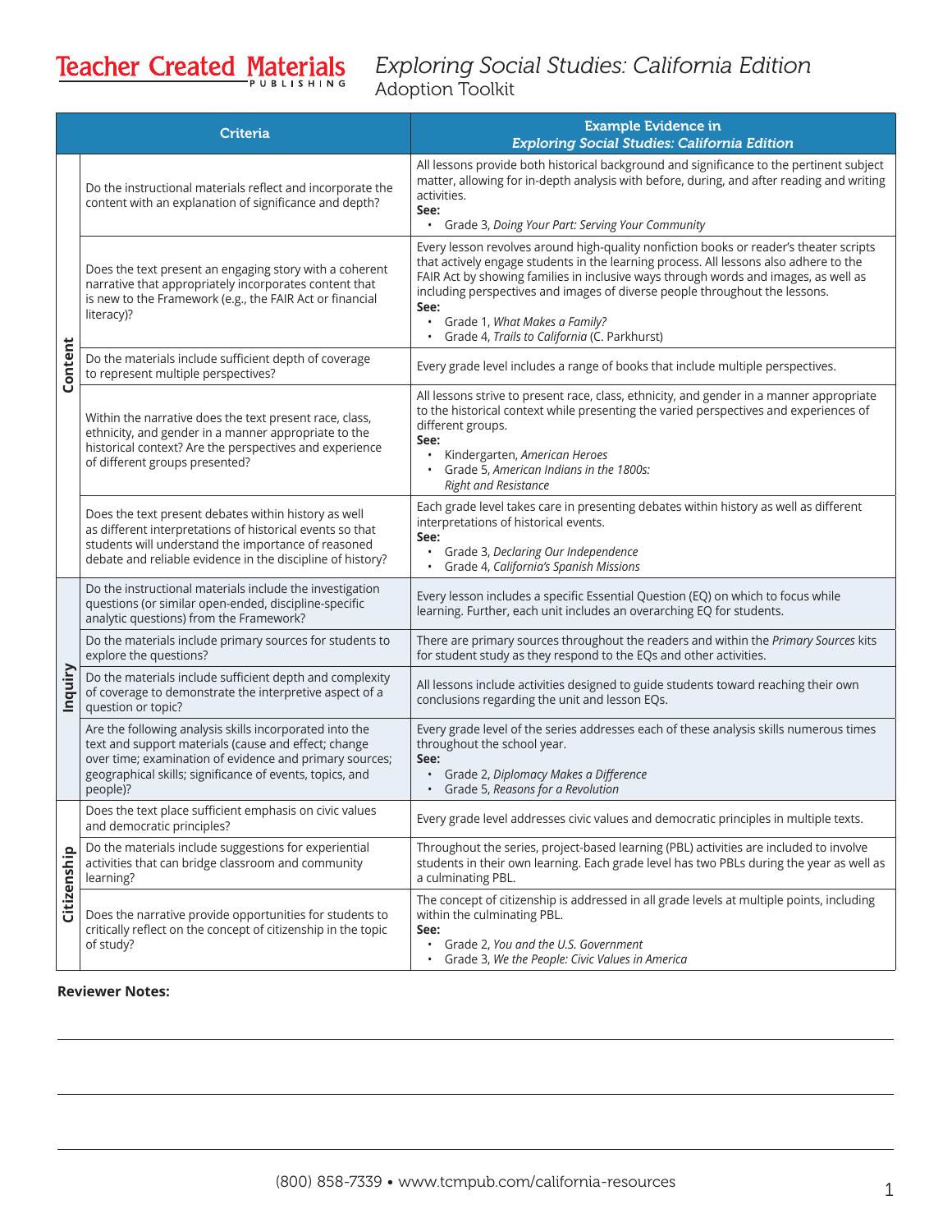# Teacher Created Materials Publishing

## *Exploring Social Studies: California Edition*
### Adoption Toolkit

| | Criteria | Example Evidence in *Exploring Social Studies: California Edition* |
|---|---|---|
| **Content** | Do the instructional materials reflect and incorporate the content with an explanation of significance and depth? | All lessons provide both historical background and significance to the pertinent subject matter, allowing for in-depth analysis with before, during, and after reading and writing activities.<br>**See:**<br>• Grade 3, *Doing Your Part: Serving Your Community* |
| | Does the text present an engaging story with a coherent narrative that appropriately incorporates content that is new to the Framework (e.g., the FAIR Act or financial literacy)? | Every lesson revolves around high-quality nonfiction books or reader's theater scripts that actively engage students in the learning process. All lessons also adhere to the FAIR Act by showing families in inclusive ways through words and images, as well as including perspectives and images of diverse people throughout the lessons.<br>**See:**<br>• Grade 1, *What Makes a Family?*<br>• Grade 4, *Trails to California* (C. Parkhurst) |
| | Do the materials include sufficient depth of coverage to represent multiple perspectives? | Every grade level includes a range of books that include multiple perspectives. |
| | Within the narrative does the text present race, class, ethnicity, and gender in a manner appropriate to the historical context? Are the perspectives and experience of different groups presented? | All lessons strive to present race, class, ethnicity, and gender in a manner appropriate to the historical context while presenting the varied perspectives and experiences of different groups.<br>**See:**<br>• Kindergarten, *American Heroes*<br>• Grade 5, *American Indians in the 1800s: Right and Resistance* |
| | Does the text present debates within history as well as different interpretations of historical events so that students will understand the importance of reasoned debate and reliable evidence in the discipline of history? | Each grade level takes care in presenting debates within history as well as different interpretations of historical events.<br>**See:**<br>• Grade 3, *Declaring Our Independence*<br>• Grade 4, *California's Spanish Missions* |
| **Inquiry** | Do the instructional materials include the investigation questions (or similar open-ended, discipline-specific analytic questions) from the Framework? | Every lesson includes a specific Essential Question (EQ) on which to focus while learning. Further, each unit includes an overarching EQ for students. |
| | Do the materials include primary sources for students to explore the questions? | There are primary sources throughout the readers and within the *Primary Sources* kits for student study as they respond to the EQs and other activities. |
| | Do the materials include sufficient depth and complexity of coverage to demonstrate the interpretive aspect of a question or topic? | All lessons include activities designed to guide students toward reaching their own conclusions regarding the unit and lesson EQs. |
| | Are the following analysis skills incorporated into the text and support materials (cause and effect; change over time; examination of evidence and primary sources; geographical skills; significance of events, topics, and people)? | Every grade level of the series addresses each of these analysis skills numerous times throughout the school year.<br>**See:**<br>• Grade 2, *Diplomacy Makes a Difference*<br>• Grade 5, *Reasons for a Revolution* |
| **Citizenship** | Does the text place sufficient emphasis on civic values and democratic principles? | Every grade level addresses civic values and democratic principles in multiple texts. |
| | Do the materials include suggestions for experiential activities that can bridge classroom and community learning? | Throughout the series, project-based learning (PBL) activities are included to involve students in their own learning. Each grade level has two PBLs during the year as well as a culminating PBL. |
| | Does the narrative provide opportunities for students to critically reflect on the concept of citizenship in the topic of study? | The concept of citizenship is addressed in all grade levels at multiple points, including within the culminating PBL.<br>**See:**<br>• Grade 2, *You and the U.S. Government*<br>• Grade 3, *We the People: Civic Values in America* |

**Reviewer Notes:**

(800) 858-7339 • www.tcmpub.com/california-resources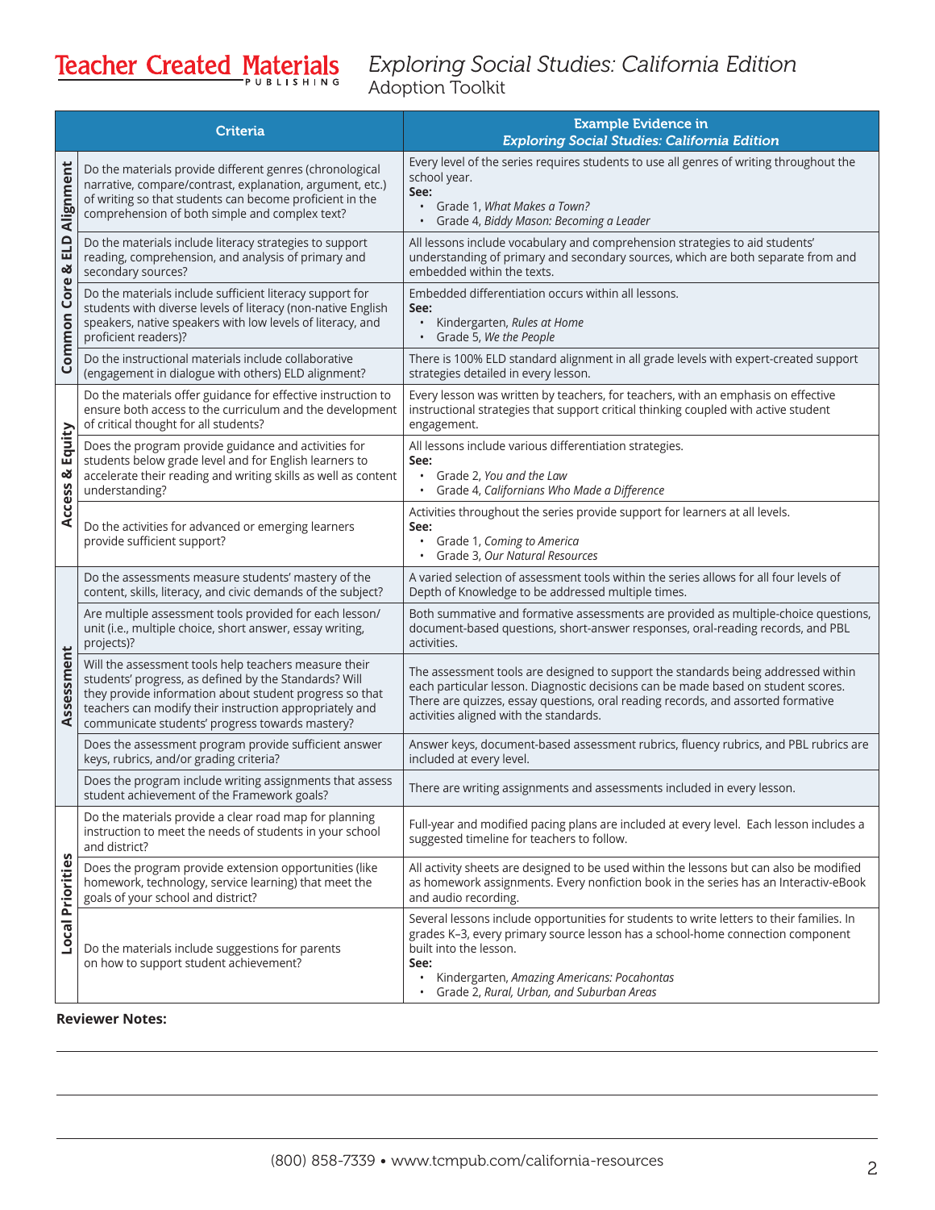Teacher Created Materials PUBLISHING

# *Exploring Social Studies: California Edition*
Adoption Toolkit

| | Criteria | Example Evidence in *Exploring Social Studies: California Edition* |
|---|---|---|
| **Common Core & ELD Alignment** | Do the materials provide different genres (chronological narrative, compare/contrast, explanation, argument, etc.) of writing so that students can become proficient in the comprehension of both simple and complex text? | Every level of the series requires students to use all genres of writing throughout the school year. **See:** • Grade 1, *What Makes a Town?* • Grade 4, *Biddy Mason: Becoming a Leader* |
| | Do the materials include literacy strategies to support reading, comprehension, and analysis of primary and secondary sources? | All lessons include vocabulary and comprehension strategies to aid students' understanding of primary and secondary sources, which are both separate from and embedded within the texts. |
| | Do the materials include sufficient literacy support for students with diverse levels of literacy (non-native English speakers, native speakers with low levels of literacy, and proficient readers)? | Embedded differentiation occurs within all lessons. **See:** • Kindergarten, *Rules at Home* • Grade 5, *We the People* |
| | Do the instructional materials include collaborative (engagement in dialogue with others) ELD alignment? | There is 100% ELD standard alignment in all grade levels with expert-created support strategies detailed in every lesson. |
| **Access & Equity** | Do the materials offer guidance for effective instruction to ensure both access to the curriculum and the development of critical thought for all students? | Every lesson was written by teachers, for teachers, with an emphasis on effective instructional strategies that support critical thinking coupled with active student engagement. |
| | Does the program provide guidance and activities for students below grade level and for English learners to accelerate their reading and writing skills as well as content understanding? | All lessons include various differentiation strategies. **See:** • Grade 2, *You and the Law* • Grade 4, *Californians Who Made a Difference* |
| | Do the activities for advanced or emerging learners provide sufficient support? | Activities throughout the series provide support for learners at all levels. **See:** • Grade 1, *Coming to America* • Grade 3, *Our Natural Resources* |
| **Assessment** | Do the assessments measure students' mastery of the content, skills, literacy, and civic demands of the subject? | A varied selection of assessment tools within the series allows for all four levels of Depth of Knowledge to be addressed multiple times. |
| | Are multiple assessment tools provided for each lesson/unit (i.e., multiple choice, short answer, essay writing, projects)? | Both summative and formative assessments are provided as multiple-choice questions, document-based questions, short-answer responses, oral-reading records, and PBL activities. |
| | Will the assessment tools help teachers measure their students' progress, as defined by the Standards? Will they provide information about student progress so that teachers can modify their instruction appropriately and communicate students' progress towards mastery? | The assessment tools are designed to support the standards being addressed within each particular lesson. Diagnostic decisions can be made based on student scores. There are quizzes, essay questions, oral reading records, and assorted formative activities aligned with the standards. |
| | Does the assessment program provide sufficient answer keys, rubrics, and/or grading criteria? | Answer keys, document-based assessment rubrics, fluency rubrics, and PBL rubrics are included at every level. |
| | Does the program include writing assignments that assess student achievement of the Framework goals? | There are writing assignments and assessments included in every lesson. |
| **Local Priorities** | Do the materials provide a clear road map for planning instruction to meet the needs of students in your school and district? | Full-year and modified pacing plans are included at every level. Each lesson includes a suggested timeline for teachers to follow. |
| | Does the program provide extension opportunities (like homework, technology, service learning) that meet the goals of your school and district? | All activity sheets are designed to be used within the lessons but can also be modified as homework assignments. Every nonfiction book in the series has an Interactiv-eBook and audio recording. |
| | Do the materials include suggestions for parents on how to support student achievement? | Several lessons include opportunities for students to write letters to their families. In grades K–3, every primary source lesson has a school-home connection component built into the lesson. **See:** • Kindergarten, *Amazing Americans: Pocahontas* • Grade 2, *Rural, Urban, and Suburban Areas* |

**Reviewer Notes:**

(800) 858-7339 • www.tcmpub.com/california-resources